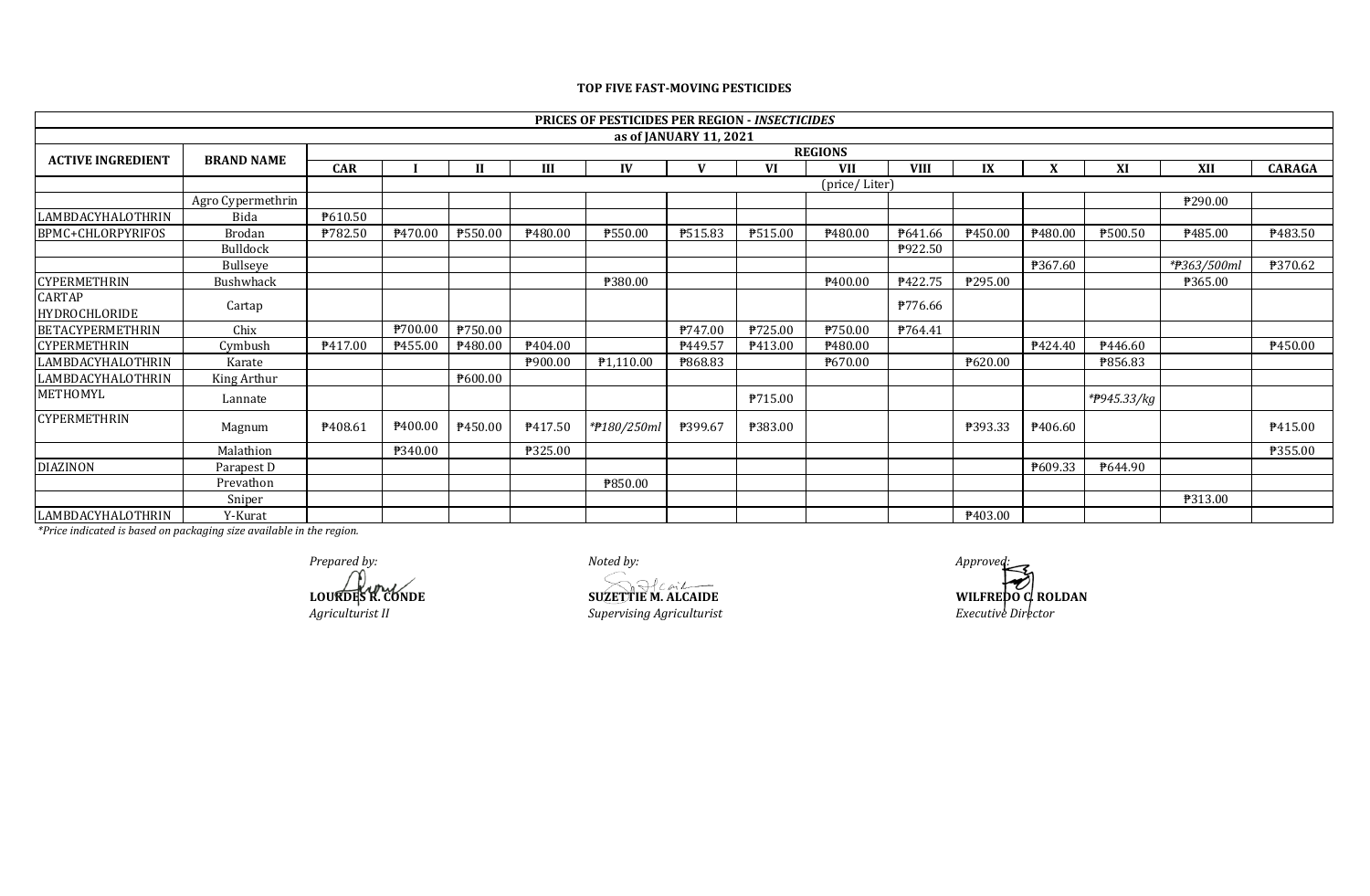**TOP FIVE FAST-MOVING PESTICIDES**

| PRICES OF PESTICIDES PER REGION - *INSECTICIDES* | | | | | | | | | | | | | | | |
|---|---|---|---|---|---|---|---|---|---|---|---|---|---|---|---|
| as of JANUARY 11, 2021 | | | | | | | | | | | | | | | |
| ACTIVE INGREDIENT | BRAND NAME | REGIONS | | | | | | | | | | | | | |
| | | CAR | I | II | III | IV | V | VI | VII | VIII | IX | X | XI | XII | CARAGA |
| | | (price/ Liter) | | | | | | | | | | | | | |
| | Agro Cypermethrin | | | | | | | | | | | | | ₱290.00 | |
| LAMBDACYHALOTHRIN | Bida | ₱610.50 | | | | | | | | | | | | | |
| BPMC+CHLORPYRIFOS | Brodan | ₱782.50 | ₱470.00 | ₱550.00 | ₱480.00 | ₱550.00 | ₱515.83 | ₱515.00 | ₱480.00 | ₱641.66 | ₱450.00 | ₱480.00 | ₱500.50 | ₱485.00 | ₱483.50 |
| | Bulldock | | | | | | | | | ₱922.50 | | | | | |
| | Bullseye | | | | | | | | | | | ₱367.60 | | *₱363/500ml | ₱370.62 |
| CYPERMETHRIN | Bushwhack | | | | | ₱380.00 | | | ₱400.00 | ₱422.75 | ₱295.00 | | | ₱365.00 | |
| CARTAP HYDROCHLORIDE | Cartap | | | | | | | | | ₱776.66 | | | | | |
| BETACYPERMETHRIN | Chix | | ₱700.00 | ₱750.00 | | | ₱747.00 | ₱725.00 | ₱750.00 | ₱764.41 | | | | | |
| CYPERMETHRIN | Cymbush | ₱417.00 | ₱455.00 | ₱480.00 | ₱404.00 | | ₱449.57 | ₱413.00 | ₱480.00 | | | ₱424.40 | ₱446.60 | | ₱450.00 |
| LAMBDACYHALOTHRIN | Karate | | | | ₱900.00 | ₱1,110.00 | ₱868.83 | | ₱670.00 | | ₱620.00 | | ₱856.83 | | |
| LAMBDACYHALOTHRIN | King Arthur | | | ₱600.00 | | | | | | | | | | | |
| METHOMYL | Lannate | | | | | | | ₱715.00 | | | | | *₱945.33/kg | | |
| CYPERMETHRIN | Magnum | ₱408.61 | ₱400.00 | ₱450.00 | ₱417.50 | *₱180/250ml | ₱399.67 | ₱383.00 | | | ₱393.33 | ₱406.60 | | | ₱415.00 |
| | Malathion | | ₱340.00 | | ₱325.00 | | | | | | | | | | ₱355.00 |
| DIAZINON | Parapest D | | | | | | | | | | | ₱609.33 | ₱644.90 | | |
| | Prevathon | | | | | ₱850.00 | | | | | | | | | |
| | Sniper | | | | | | | | | | | | | ₱313.00 | |
| LAMBDACYHALOTHRIN | Y-Kurat | | | | | | | | | | ₱403.00 | | | | |

*Price indicated is based on packaging size available in the region.*

*Prepared by:*
**LOURDES R. CONDE**
*Agriculturist II*

*Noted by:*
**SUZETTIE M. ALCAIDE**
*Supervising Agriculturist*

*Approved:*
**WILFREDO C. ROLDAN**
*Executive Director*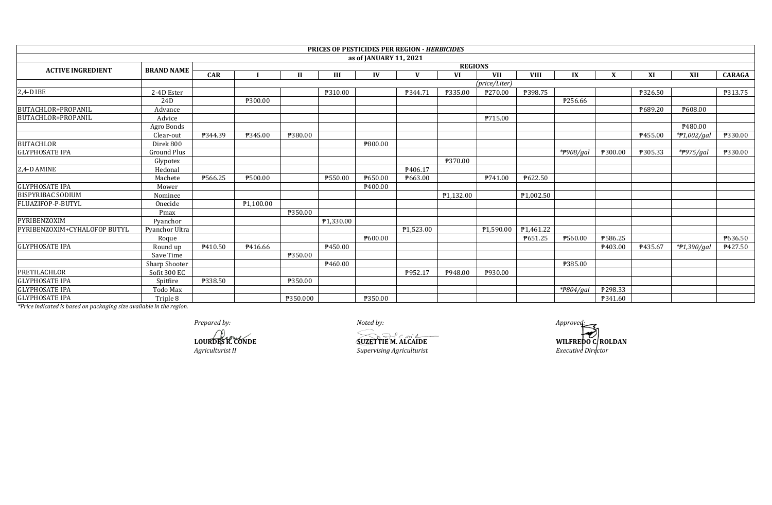| PRICES OF PESTICIDES PER REGION - *HERBICIDES* | | | | | | | | | | | | | | | | |
|---|---|---|---|---|---|---|---|---|---|---|---|---|---|---|---|---|
| as of JANUARY 11, 2021 | | | | | | | | | | | | | | | | |
| ACTIVE INGREDIENT | BRAND NAME | REGIONS | | | | | | | | | | | | | | |
| | | CAR | I | II | III | IV | V | VI | VII | VIII | IX | X | XI | XII | CARAGA |
| | | | *(price/Liter)* | | | | | | | | | | | | | |
| 2,4-D IBE | 2-4D Ester | | | | ₱310.00 | | ₱344.71 | ₱335.00 | ₱270.00 | ₱398.75 | | | ₱326.50 | | ₱313.75 |
| | 24D | | ₱300.00 | | | | | | | | ₱256.66 | | | | |
| BUTACHLOR+PROPANIL | Advance | | | | | | | | | | | | ₱689.20 | ₱608.00 | |
| BUTACHLOR+PROPANIL | Advice | | | | | | | | ₱715.00 | | | | | | |
| | Agro Bonds | | | | | | | | | | | | | ₱480.00 | |
| | Clear-out | ₱344.39 | ₱345.00 | ₱380.00 | | | | | | | | | ₱455.00 | *₱1,002/gal* | ₱330.00 |
| BUTACHLOR | Direk 800 | | | | | ₱800.00 | | | | | | | | | |
| GLYPHOSATE IPA | Ground Plus | | | | | | | | | | *₱908/gal* | ₱300.00 | ₱305.33 | *₱975/gal* | ₱330.00 |
| | Glypotex | | | | | | | ₱370.00 | | | | | | | |
| 2,4-D AMINE | Hedonal | | | | | | ₱406.17 | | | | | | | | |
| | Machete | ₱566.25 | ₱500.00 | | ₱550.00 | ₱650.00 | ₱663.00 | | ₱741.00 | ₱622.50 | | | | | |
| GLYPHOSATE IPA | Mower | | | | | ₱400.00 | | | | | | | | | |
| BISPYRIBAC SODIUM | Nominee | | | | | | | ₱1,132.00 | | ₱1,002.50 | | | | | |
| FLUAZIFOP-P-BUTYL | Onecide | | ₱1,100.00 | | | | | | | | | | | | |
| | Pmax | | | ₱350.00 | | | | | | | | | | | |
| PYRIBENZOXIM | Pyanchor | | | | ₱1,330.00 | | | | | | | | | | |
| PYRIBENZOXIM+CYHALOFOP BUTYL | Pyanchor Ultra | | | | | | ₱1,523.00 | | ₱1,590.00 | ₱1,461.22 | | | | | |
| | Roque | | | | | ₱600.00 | | | | ₱651.25 | ₱560.00 | ₱586.25 | | | ₱636.50 |
| GLYPHOSATE IPA | Round up | ₱410.50 | ₱416.66 | | ₱450.00 | | | | | | | ₱403.00 | ₱435.67 | *₱1,390/gal* | ₱427.50 |
| | Save Time | | | ₱350.00 | | | | | | | | | | | |
| | Sharp Shooter | | | | ₱460.00 | | | | | | ₱385.00 | | | | |
| PRETILACHLOR | Sofit 300 EC | | | | | | ₱952.17 | ₱948.00 | ₱930.00 | | | | | | |
| GLYPHOSATE IPA | Spitfire | ₱338.50 | | ₱350.00 | | | | | | | | | | | |
| GLYPHOSATE IPA | Todo Max | | | | | | | | | | *₱804/gal* | ₱298.33 | | | |
| GLYPHOSATE IPA | Triple 8 | | | ₱350.000 | | ₱350.00 | | | | | | ₱341.60 | | | |

*\*Price indicated is based on packaging size available in the region.*

*Prepared by:*

**LOURDES K. CONDE**
*Agriculturist II*

*Noted by:*

**SUZETTIE M. ALCAIDE**
*Supervising Agriculturist*

*Approved:*

**WILFREDO C. ROLDAN**
*Executive Director*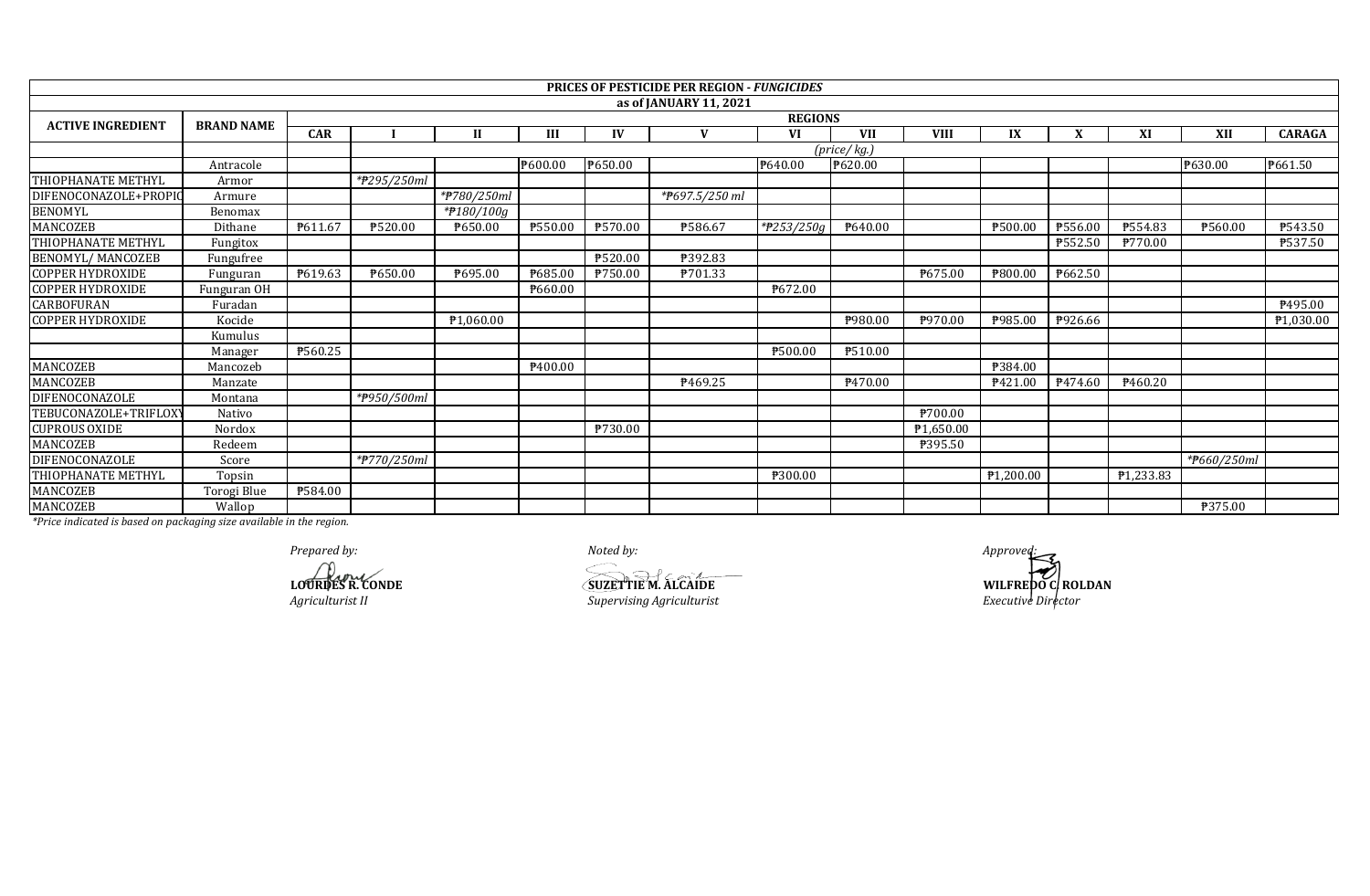| PRICES OF PESTICIDE PER REGION - *FUNGICIDES* | | | | | | | | | | | | | | | |
|---|---|---|---|---|---|---|---|---|---|---|---|---|---|---|---|
| as of JANUARY 11, 2021 | | | | | | | | | | | | | | | |
| ACTIVE INGREDIENT | BRAND NAME | REGIONS | | | | | | | | | | | | | |
| | | CAR | I | II | III | IV | V | VI | VII | VIII | IX | X | XI | XII | CARAGA |
| | | *(price/ kg.)* | | | | | | | | | | | | | |
| | Antracole | | | | ₱600.00 | ₱650.00 | | ₱640.00 | ₱620.00 | | | | | ₱630.00 | ₱661.50 |
| THIOPHANATE METHYL | Armor | | *₱295/250ml* | | | | | | | | | | | | |
| DIFENOCONAZOLE+PROPIC | Armure | | | *₱780/250ml* | | | *₱697.5/250 ml* | | | | | | | | |
| BENOMYL | Benomax | | | *₱180/100g* | | | | | | | | | | | |
| MANCOZEB | Dithane | ₱611.67 | ₱520.00 | ₱650.00 | ₱550.00 | ₱570.00 | ₱586.67 | *₱253/250g* | ₱640.00 | | ₱500.00 | ₱556.00 | ₱554.83 | ₱560.00 | ₱543.50 |
| THIOPHANATE METHYL | Fungitox | | | | | | | | | | | ₱552.50 | ₱770.00 | | ₱537.50 |
| BENOMYL/ MANCOZEB | Fungufree | | | | | ₱520.00 | ₱392.83 | | | | | | | | |
| COPPER HYDROXIDE | Funguran | ₱619.63 | ₱650.00 | ₱695.00 | ₱685.00 | ₱750.00 | ₱701.33 | | | ₱675.00 | ₱800.00 | ₱662.50 | | | |
| COPPER HYDROXIDE | Funguran OH | | | | ₱660.00 | | | ₱672.00 | | | | | | | |
| CARBOFURAN | Furadan | | | | | | | | | | | | | | ₱495.00 |
| COPPER HYDROXIDE | Kocide | | | ₱1,060.00 | | | | | ₱980.00 | ₱970.00 | ₱985.00 | ₱926.66 | | | ₱1,030.00 |
| | Kumulus | | | | | | | | | | | | | | |
| | Manager | ₱560.25 | | | | | | ₱500.00 | ₱510.00 | | | | | | |
| MANCOZEB | Mancozeb | | | | ₱400.00 | | | | | | ₱384.00 | | | | |
| MANCOZEB | Manzate | | | | | | ₱469.25 | | ₱470.00 | | ₱421.00 | ₱474.60 | ₱460.20 | | |
| DIFENOCONAZOLE | Montana | | *₱950/500ml* | | | | | | | | | | | | |
| TEBUCONAZOLE+TRIFLOXY | Nativo | | | | | | | | | ₱700.00 | | | | | |
| CUPROUS OXIDE | Nordox | | | | | ₱730.00 | | | | ₱1,650.00 | | | | | |
| MANCOZEB | Redeem | | | | | | | | | ₱395.50 | | | | | |
| DIFENOCONAZOLE | Score | | *₱770/250ml* | | | | | | | | | | | *₱660/250ml* | |
| THIOPHANATE METHYL | Topsin | | | | | | | ₱300.00 | | | ₱1,200.00 | | ₱1,233.83 | | |
| MANCOZEB | Torogi Blue | ₱584.00 | | | | | | | | | | | | | |
| MANCOZEB | Wallop | | | | | | | | | | | | | ₱375.00 | |

*\*Price indicated is based on packaging size available in the region.*

*Prepared by:*

**LOURDES R. CONDE**
*Agriculturist II*

*Noted by:*

**SUZETTIE M. ALCAIDE**
*Supervising Agriculturist*

*Approved:*

**WILFREDO C. ROLDAN**
*Executive Director*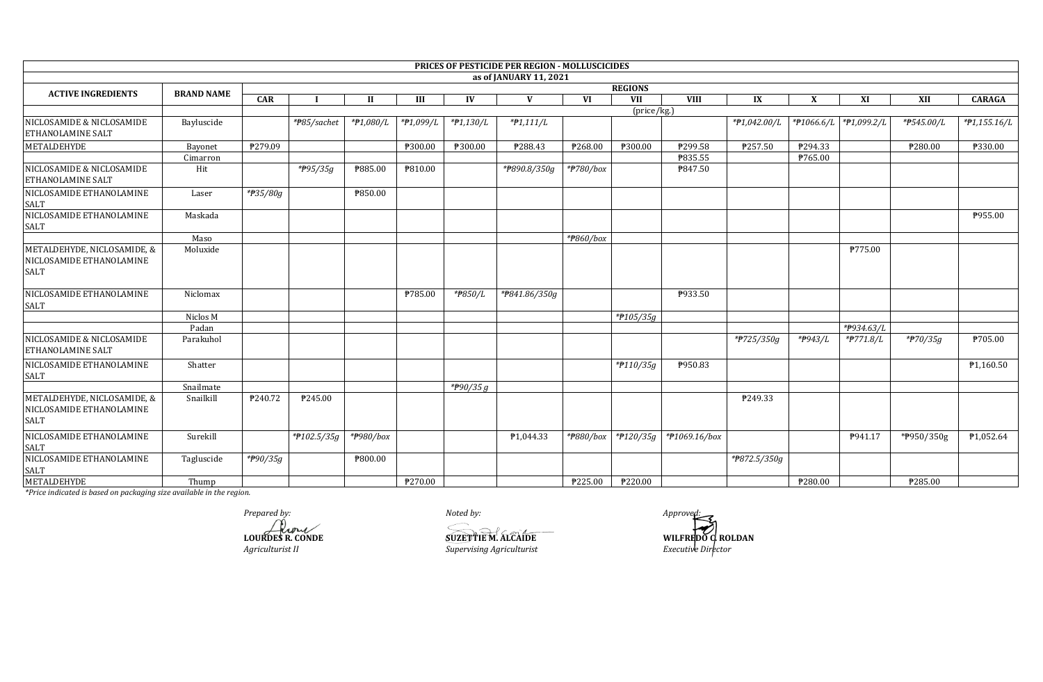**PRICES OF PESTICIDE PER REGION - MOLLUSCICIDES**

**as of JANUARY 11, 2021**

| ACTIVE INGREDIENTS | BRAND NAME | REGIONS | | | | | | | | | | | | | | | |
|---|---|---|---|---|---|---|---|---|---|---|---|---|---|---|---|---|---|
| | | CAR | I | II | III | IV | V | VI | VII | VIII | IX | X | XI | XII | CARAGA |
| | | | (price/kg.) | | | | | | | | | | | | |
| NICLOSAMIDE & NICLOSAMIDE ETHANOLAMINE SALT | Bayluscide | | *₱85/sachet | *₱1,080/L | *₱1,099/L | *₱1,130/L | *₱1,111/L | | | | *₱1,042.00/L | *₱1066.6/L | *₱1,099.2/L | *₱545.00/L | *₱1,155.16/L |
| METALDEHYDE | Bayonet | ₱279.09 | | | ₱300.00 | ₱300.00 | ₱288.43 | ₱268.00 | ₱300.00 | ₱299.58 | ₱257.50 | ₱294.33 | | ₱280.00 | ₱330.00 |
| | Cimarron | | | | | | | | | ₱835.55 | | ₱765.00 | | | |
| NICLOSAMIDE & NICLOSAMIDE ETHANOLAMINE SALT | Hit | | *₱95/35g | ₱885.00 | ₱810.00 | | *₱890.8/350g | *₱780/box | | ₱847.50 | | | | | |
| NICLOSAMIDE ETHANOLAMINE SALT | Laser | *₱35/80g | | ₱850.00 | | | | | | | | | | | |
| NICLOSAMIDE ETHANOLAMINE SALT | Maskada | | | | | | | | | | | | | | ₱955.00 |
| | Maso | | | | | | | *₱860/box | | | | | | | |
| METALDEHYDE, NICLOSAMIDE, & NICLOSAMIDE ETHANOLAMINE SALT | Moluxide | | | | | | | | | | | | ₱775.00 | | |
| NICLOSAMIDE ETHANOLAMINE SALT | Niclomax | | | | ₱785.00 | *₱850/L | *₱841.86/350g | | | ₱933.50 | | | | | |
| | Niclos M | | | | | | | | *₱105/35g | | | | | | |
| | Padan | | | | | | | | | | | | *₱934.63/L | | |
| NICLOSAMIDE & NICLOSAMIDE ETHANOLAMINE SALT | Parakuhol | | | | | | | | | | *₱725/350g | *₱943/L | *₱771.8/L | *₱70/35g | ₱705.00 |
| NICLOSAMIDE ETHANOLAMINE SALT | Shatter | | | | | | | | *₱110/35g | ₱950.83 | | | | | ₱1,160.50 |
| | Snailmate | | | | | *₱90/35 g | | | | | | | | | |
| METALDEHYDE, NICLOSAMIDE, & NICLOSAMIDE ETHANOLAMINE SALT | Snailkill | ₱240.72 | ₱245.00 | | | | | | | | ₱249.33 | | | | |
| NICLOSAMIDE ETHANOLAMINE SALT | Surekill | | *₱102.5/35g | *₱980/box | | | ₱1,044.33 | *₱880/box | *₱120/35g | *₱1069.16/box | | | ₱941.17 | *₱950/350g | ₱1,052.64 |
| NICLOSAMIDE ETHANOLAMINE SALT | Tagluscide | *₱90/35g | | ₱800.00 | | | | | | | *₱872.5/350g | | | | |
| METALDEHYDE | Thump | | | | ₱270.00 | | | ₱225.00 | ₱220.00 | | | ₱280.00 | | ₱285.00 | |

*Price indicated is based on packaging size available in the region.

*Prepared by:*

**LOURDES R. CONDE**
*Agriculturist II*

*Noted by:*

**SUZETTIE M. ALCAIDE**
*Supervising Agriculturist*

*Approved:*

**WILFREDO C. ROLDAN**
*Executive Director*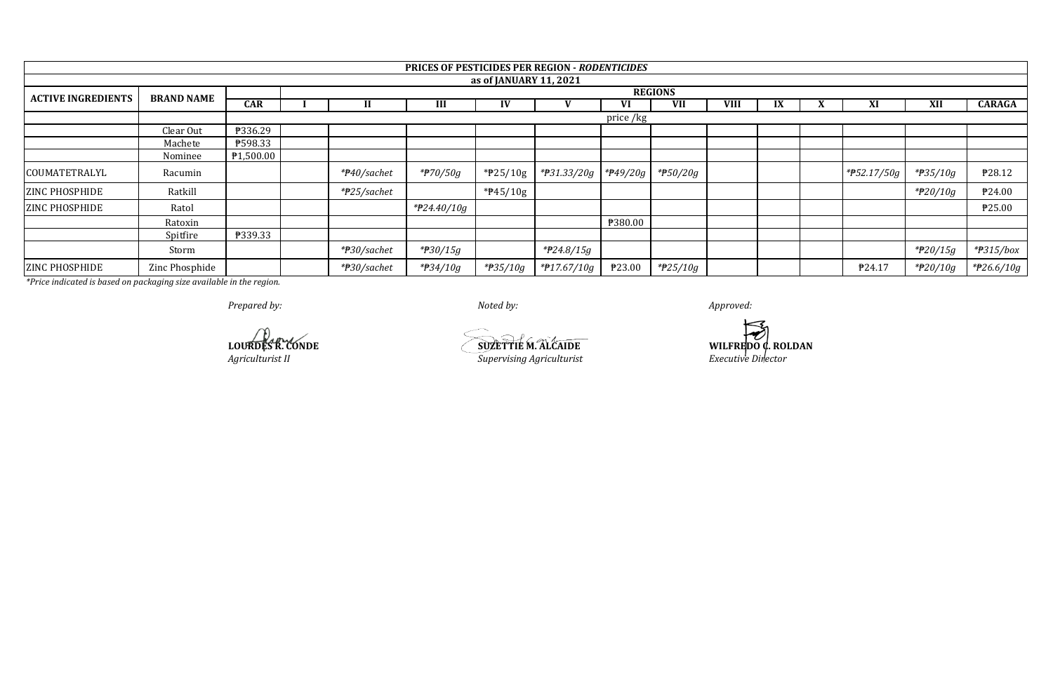| PRICES OF PESTICIDES PER REGION - *RODENTICIDES* | | | | | | | | | | | | | | | |
|---|---|---|---|---|---|---|---|---|---|---|---|---|---|---|---|
| as of JANUARY 11, 2021 | | | | | | | | | | | | | | | |
| ACTIVE INGREDIENTS | BRAND NAME | | REGIONS | | | | | | | | | | | | |
| | | CAR | I | II | III | IV | V | VI | VII | VIII | IX | X | XI | XII | CARAGA |
| | | price /kg | | | | | | | | | | | | | |
| | Clear Out | ₱336.29 | | | | | | | | | | | | | |
| | Machete | ₱598.33 | | | | | | | | | | | | | |
| | Nominee | ₱1,500.00 | | | | | | | | | | | | | |
| COUMATETRALYL | Racumin | | | *₱40/sachet* | *₱70/50g* | *₱25/10g | *₱31.33/20g* | *₱49/20g* | *₱50/20g* | | | | *₱52.17/50g* | *₱35/10g* | ₱28.12 |
| ZINC PHOSPHIDE | Ratkill | | | *₱25/sachet* | | *₱45/10g | | | | | | | | *₱20/10g* | ₱24.00 |
| ZINC PHOSPHIDE | Ratol | | | | *₱24.40/10g* | | | | | | | | | | ₱25.00 |
| | Ratoxin | | | | | | | ₱380.00 | | | | | | | |
| | Spitfire | ₱339.33 | | | | | | | | | | | | | |
| | Storm | | | *₱30/sachet* | *₱30/15g* | | *₱24.8/15g* | | | | | | | *₱20/15g* | *₱315/box* |
| ZINC PHOSPHIDE | Zinc Phosphide | | | *₱30/sachet* | *₱34/10g* | *₱35/10g* | *₱17.67/10g* | ₱23.00 | *₱25/10g* | | | | ₱24.17 | *₱20/10g* | *₱26.6/10g* |

*\*Price indicated is based on packaging size available in the region.*

*Prepared by:*

**LOURDES R. CONDE**
*Agriculturist II*

*Noted by:*

**SUZETTIE M. ALCAIDE**
*Supervising Agriculturist*

*Approved:*

**WILFREDO C. ROLDAN**
*Executive Director*